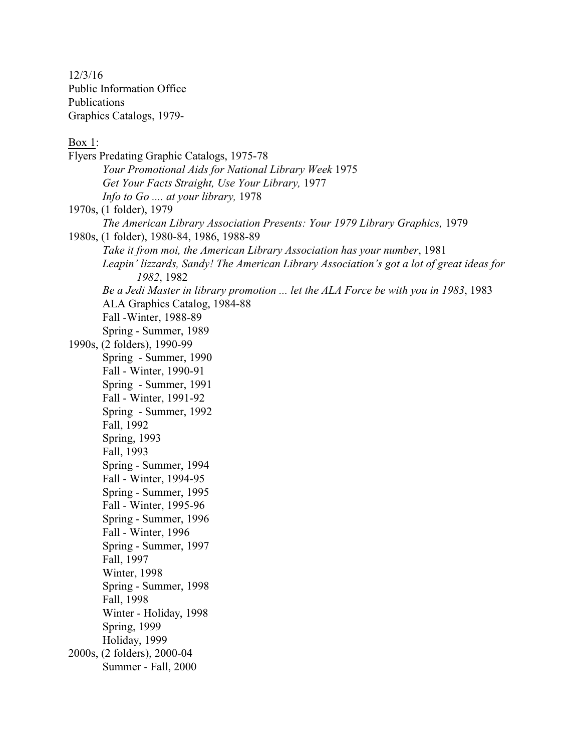12/3/16
Public Information Office
Publications
Graphics Catalogs, 1979-

<u>Box 1</u>:

Flyers Predating Graphic Catalogs, 1975-78
- *Your Promotional Aids for National Library Week* 1975
- *Get Your Facts Straight, Use Your Library,* 1977
- *Info to Go .... at your library,* 1978

1970s, (1 folder), 1979
- *The American Library Association Presents: Your 1979 Library Graphics,* 1979

1980s, (1 folder), 1980-84, 1986, 1988-89
- *Take it from moi, the American Library Association has your number*, 1981
- *Leapin' lizzards, Sandy! The American Library Association's got a lot of great ideas for 1982*, 1982
- *Be a Jedi Master in library promotion ... let the ALA Force be with you in 1983*, 1983
- ALA Graphics Catalog, 1984-88
- Fall -Winter, 1988-89
- Spring - Summer, 1989

1990s, (2 folders), 1990-99
- Spring - Summer, 1990
- Fall - Winter, 1990-91
- Spring - Summer, 1991
- Fall - Winter, 1991-92
- Spring - Summer, 1992
- Fall, 1992
- Spring, 1993
- Fall, 1993
- Spring - Summer, 1994
- Fall - Winter, 1994-95
- Spring - Summer, 1995
- Fall - Winter, 1995-96
- Spring - Summer, 1996
- Fall - Winter, 1996
- Spring - Summer, 1997
- Fall, 1997
- Winter, 1998
- Spring - Summer, 1998
- Fall, 1998
- Winter - Holiday, 1998
- Spring, 1999
- Holiday, 1999

2000s, (2 folders), 2000-04
- Summer - Fall, 2000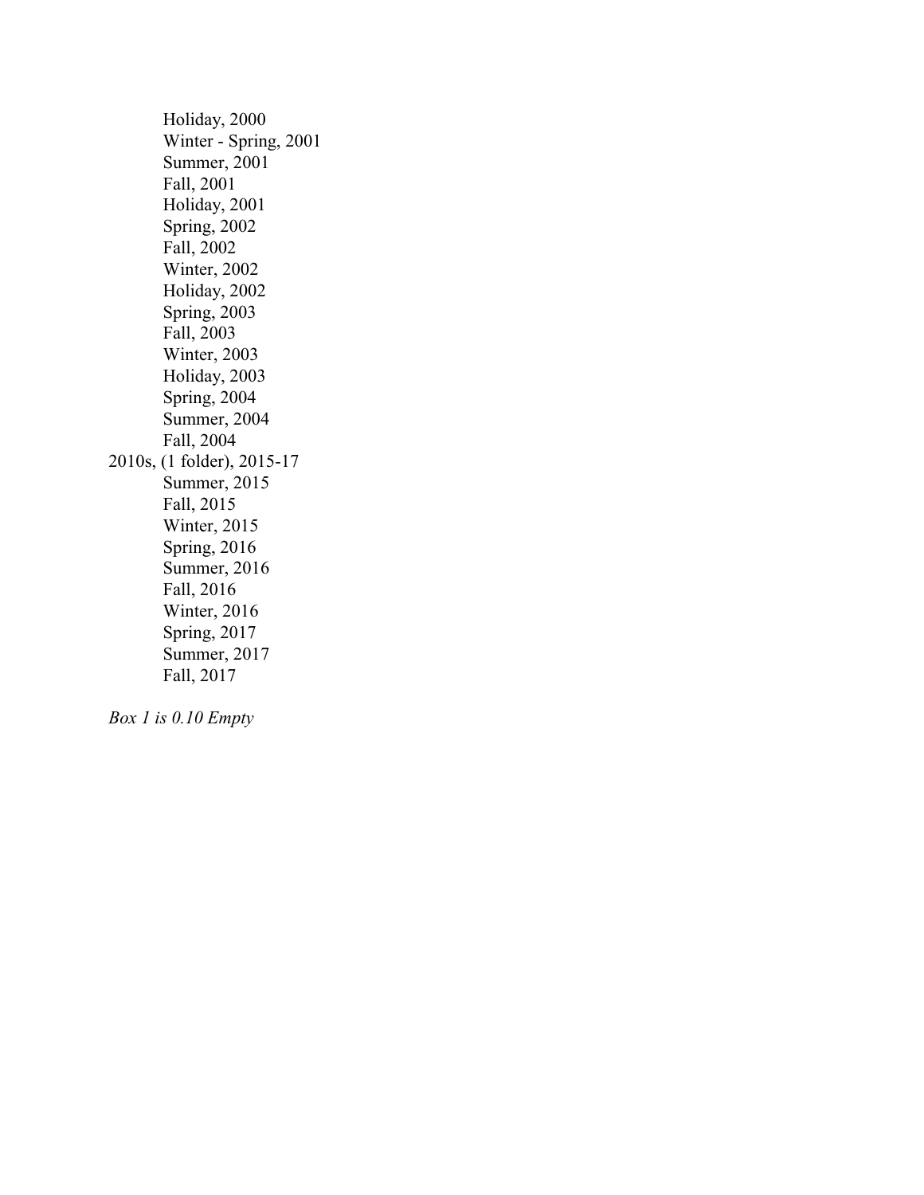- Holiday, 2000
- Winter - Spring, 2001
- Summer, 2001
- Fall, 2001
- Holiday, 2001
- Spring, 2002
- Fall, 2002
- Winter, 2002
- Holiday, 2002
- Spring, 2003
- Fall, 2003
- Winter, 2003
- Holiday, 2003
- Spring, 2004
- Summer, 2004
- Fall, 2004

2010s, (1 folder), 2015-17

- Summer, 2015
- Fall, 2015
- Winter, 2015
- Spring, 2016
- Summer, 2016
- Fall, 2016
- Winter, 2016
- Spring, 2017
- Summer, 2017
- Fall, 2017

*Box 1 is 0.10 Empty*